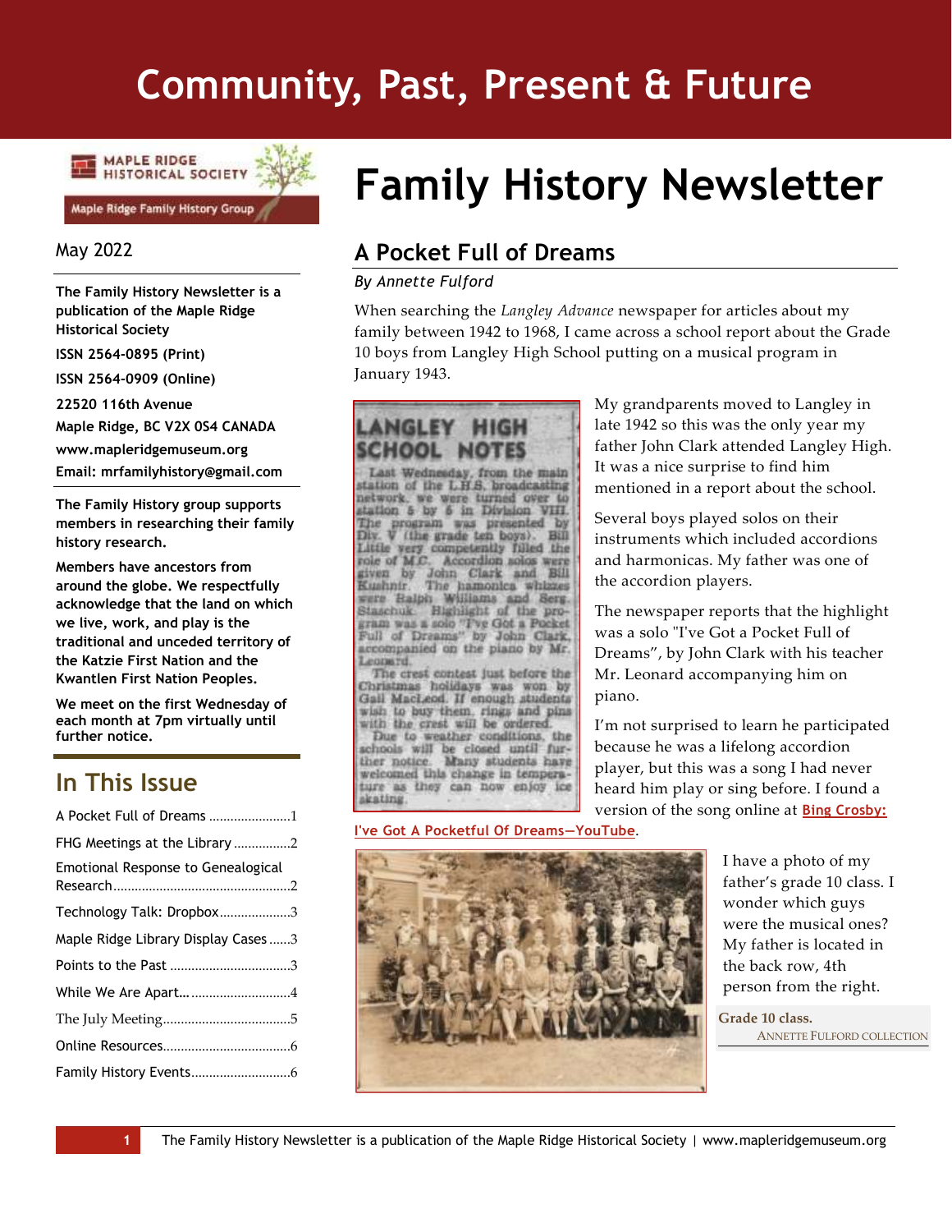# Community, Past, Present & Future

Maple Ridge Historical Society

Maple Ridge Family History Group

May 2022

**The Family History Newsletter is a publication of the Maple Ridge Historical Society**

**ISSN 2564-0895 (Print)**

**ISSN 2564-0909 (Online)**

**22520 116th Avenue**

**Maple Ridge, BC V2X 0S4 CANADA**

**www.mapleridgemuseum.org**

**Email: mrfamilyhistory@gmail.com**

**The Family History group supports members in researching their family history research.**

**Members have ancestors from around the globe. We respectfully acknowledge that the land on which we live, work, and play is the traditional and unceded territory of the Katzie First Nation and the Kwantlen First Nation Peoples.**

**We meet on the first Wednesday of each month at 7pm virtually until further notice.**

## In This Issue

A Pocket Full of Dreams .......................1
FHG Meetings at the Library ................2
Emotional Response to Genealogical Research..................................................2
Technology Talk: Dropbox....................3
Maple Ridge Library Display Cases ......3
Points to the Past ..................................3
While We Are Apart… ............................4
The July Meeting....................................5
Online Resources....................................6
Family History Events............................6

# Family History Newsletter

## A Pocket Full of Dreams

*By Annette Fulford*

When searching the *Langley Advance* newspaper for articles about my family between 1942 to 1968, I came across a school report about the Grade 10 boys from Langley High School putting on a musical program in January 1943.

**LANGLEY HIGH SCHOOL NOTES**

Last Wednesday, from the main station of the L.H.S. broadcasting network, we were turned over to station 5 by 6 in Division VIII. The program was presented by Div. V (the grade ten boys). Bill Little very competently filled the role of M.C. Accordion solos were given by John Clark and Bill Kushnir. The hamonica whizzes were Ralph Williams and Serg. Staschuk. Highlight of the program was a solo "I've Got a Pocket Full of Dreams" by John Clark, accompanied on the piano by Mr. Leonard.

The crest contest just before the Christmas holidays was won by Gail MacLeod. If enough students wish to buy them, rings and pins with the crest will be ordered.

Due to weather conditions, the schools will be closed until further notice. Many students have welcomed this change in temperature as they can now enjoy ice skating.

My grandparents moved to Langley in late 1942 so this was the only year my father John Clark attended Langley High. It was a nice surprise to find him mentioned in a report about the school.

Several boys played solos on their instruments which included accordions and harmonicas. My father was one of the accordion players.

The newspaper reports that the highlight was a solo "I've Got a Pocket Full of Dreams", by John Clark with his teacher Mr. Leonard accompanying him on piano.

I'm not surprised to learn he participated because he was a lifelong accordion player, but this was a song I had never heard him play or sing before. I found a version of the song online at **Bing Crosby: I've Got A Pocketful Of Dreams—YouTube**.

I have a photo of my father's grade 10 class. I wonder which guys were the musical ones? My father is located in the back row, 4th person from the right.

**Grade 10 class.**
ANNETTE FULFORD COLLECTION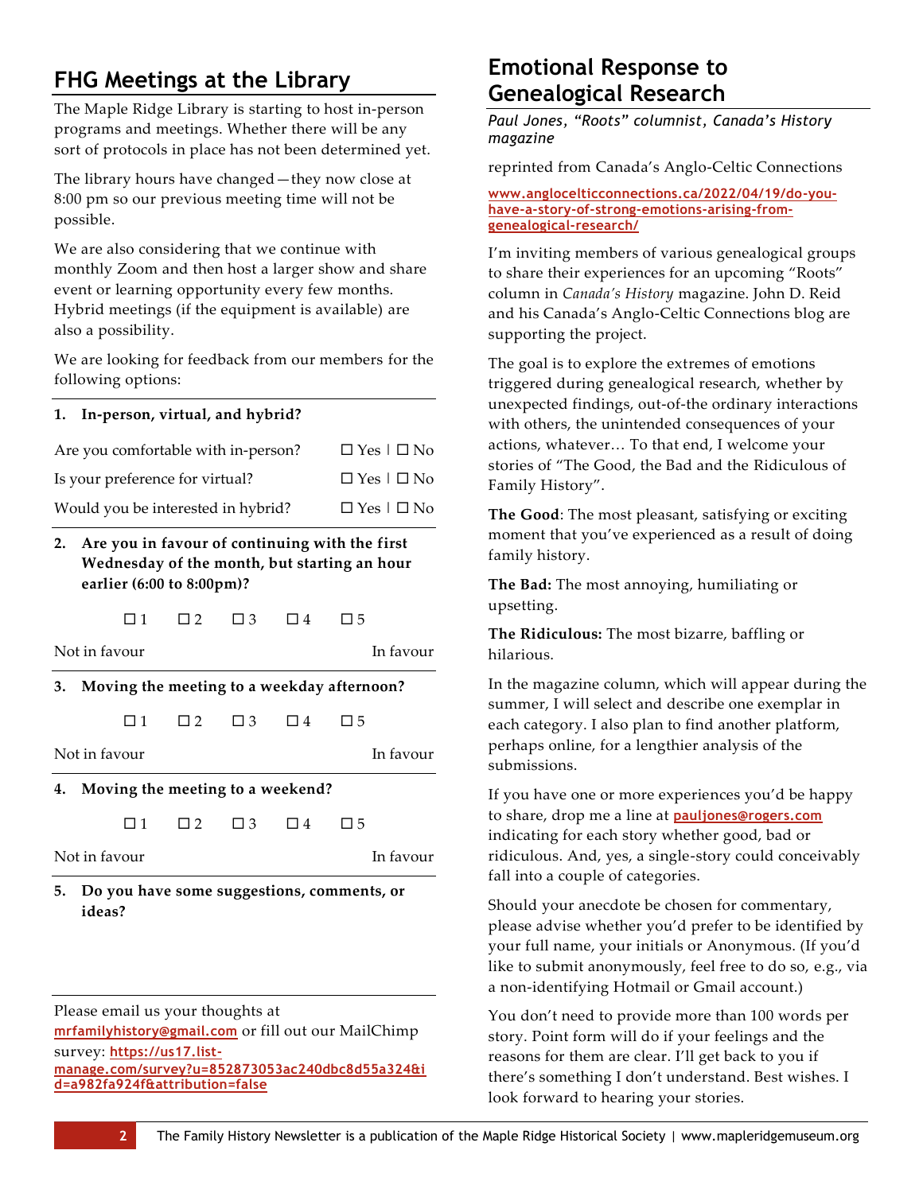## FHG Meetings at the Library

The Maple Ridge Library is starting to host in-person programs and meetings. Whether there will be any sort of protocols in place has not been determined yet.

The library hours have changed—they now close at 8:00 pm so our previous meeting time will not be possible.

We are also considering that we continue with monthly Zoom and then host a larger show and share event or learning opportunity every few months. Hybrid meetings (if the equipment is available) are also a possibility.

We are looking for feedback from our members for the following options:

**1. In-person, virtual, and hybrid?**

| | |
|---|---|
| Are you comfortable with in-person? | ☐ Yes \| ☐ No |
| Is your preference for virtual? | ☐ Yes \| ☐ No |
| Would you be interested in hybrid? | ☐ Yes \| ☐ No |

**2. Are you in favour of continuing with the first Wednesday of the month, but starting an hour earlier (6:00 to 8:00pm)?**

☐ 1 ☐ 2 ☐ 3 ☐ 4 ☐ 5

Not in favour — In favour

**3. Moving the meeting to a weekday afternoon?**

☐ 1 ☐ 2 ☐ 3 ☐ 4 ☐ 5

Not in favour — In favour

**4. Moving the meeting to a weekend?**

☐ 1 ☐ 2 ☐ 3 ☐ 4 ☐ 5

Not in favour — In favour

**5. Do you have some suggestions, comments, or ideas?**

Please email us your thoughts at mrfamilyhistory@gmail.com or fill out our MailChimp survey: https://us17.list-manage.com/survey?u=852873053ac240dbc8d55a324&id=a982fa924f&attribution=false

## Emotional Response to Genealogical Research

*Paul Jones, "Roots" columnist, Canada's History magazine*

reprinted from Canada's Anglo-Celtic Connections

www.anglocelticconnections.ca/2022/04/19/do-you-have-a-story-of-strong-emotions-arising-from-genealogical-research/

I'm inviting members of various genealogical groups to share their experiences for an upcoming "Roots" column in *Canada's History* magazine. John D. Reid and his Canada's Anglo-Celtic Connections blog are supporting the project.

The goal is to explore the extremes of emotions triggered during genealogical research, whether by unexpected findings, out-of-the ordinary interactions with others, the unintended consequences of your actions, whatever… To that end, I welcome your stories of "The Good, the Bad and the Ridiculous of Family History".

**The Good**: The most pleasant, satisfying or exciting moment that you've experienced as a result of doing family history.

**The Bad:** The most annoying, humiliating or upsetting.

**The Ridiculous:** The most bizarre, baffling or hilarious.

In the magazine column, which will appear during the summer, I will select and describe one exemplar in each category. I also plan to find another platform, perhaps online, for a lengthier analysis of the submissions.

If you have one or more experiences you'd be happy to share, drop me a line at pauljones@rogers.com indicating for each story whether good, bad or ridiculous. And, yes, a single-story could conceivably fall into a couple of categories.

Should your anecdote be chosen for commentary, please advise whether you'd prefer to be identified by your full name, your initials or Anonymous. (If you'd like to submit anonymously, feel free to do so, e.g., via a non-identifying Hotmail or Gmail account.)

You don't need to provide more than 100 words per story. Point form will do if your feelings and the reasons for them are clear. I'll get back to you if there's something I don't understand. Best wishes. I look forward to hearing your stories.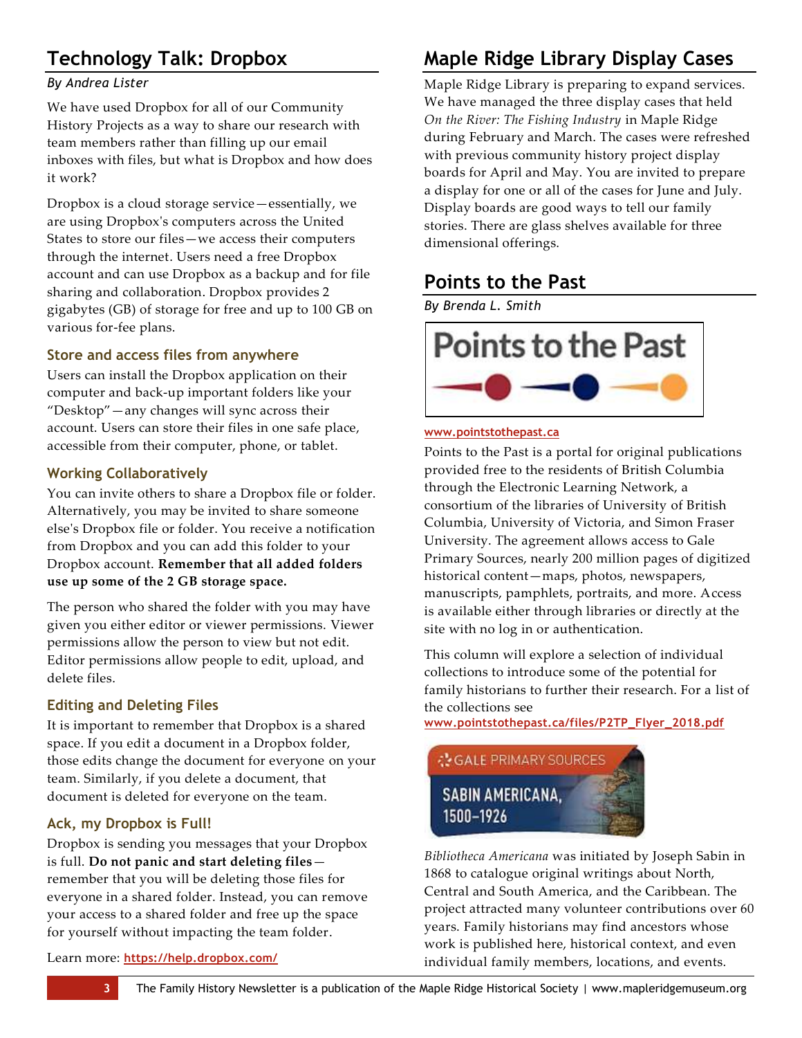## Technology Talk: Dropbox

*By Andrea Lister*

We have used Dropbox for all of our Community History Projects as a way to share our research with team members rather than filling up our email inboxes with files, but what is Dropbox and how does it work?

Dropbox is a cloud storage service—essentially, we are using Dropbox's computers across the United States to store our files—we access their computers through the internet. Users need a free Dropbox account and can use Dropbox as a backup and for file sharing and collaboration. Dropbox provides 2 gigabytes (GB) of storage for free and up to 100 GB on various for-fee plans.

### Store and access files from anywhere

Users can install the Dropbox application on their computer and back-up important folders like your "Desktop"—any changes will sync across their account. Users can store their files in one safe place, accessible from their computer, phone, or tablet.

### Working Collaboratively

You can invite others to share a Dropbox file or folder. Alternatively, you may be invited to share someone else's Dropbox file or folder. You receive a notification from Dropbox and you can add this folder to your Dropbox account. **Remember that all added folders use up some of the 2 GB storage space.**

The person who shared the folder with you may have given you either editor or viewer permissions. Viewer permissions allow the person to view but not edit. Editor permissions allow people to edit, upload, and delete files.

### Editing and Deleting Files

It is important to remember that Dropbox is a shared space. If you edit a document in a Dropbox folder, those edits change the document for everyone on your team. Similarly, if you delete a document, that document is deleted for everyone on the team.

### Ack, my Dropbox is Full!

Dropbox is sending you messages that your Dropbox is full. **Do not panic and start deleting files**—remember that you will be deleting those files for everyone in a shared folder. Instead, you can remove your access to a shared folder and free up the space for yourself without impacting the team folder.

Learn more: **https://help.dropbox.com/**

## Maple Ridge Library Display Cases

Maple Ridge Library is preparing to expand services. We have managed the three display cases that held *On the River: The Fishing Industry* in Maple Ridge during February and March. The cases were refreshed with previous community history project display boards for April and May. You are invited to prepare a display for one or all of the cases for June and July. Display boards are good ways to tell our family stories. There are glass shelves available for three dimensional offerings.

## Points to the Past

*By Brenda L. Smith*

Points to the Past

**www.pointstothepast.ca**

Points to the Past is a portal for original publications provided free to the residents of British Columbia through the Electronic Learning Network, a consortium of the libraries of University of British Columbia, University of Victoria, and Simon Fraser University. The agreement allows access to Gale Primary Sources, nearly 200 million pages of digitized historical content—maps, photos, newspapers, manuscripts, pamphlets, portraits, and more. Access is available either through libraries or directly at the site with no log in or authentication.

This column will explore a selection of individual collections to introduce some of the potential for family historians to further their research. For a list of the collections see **www.pointstothepast.ca/files/P2TP_Flyer_2018.pdf**

GALE PRIMARY SOURCES
SABIN AMERICANA, 1500–1926

*Bibliotheca Americana* was initiated by Joseph Sabin in 1868 to catalogue original writings about North, Central and South America, and the Caribbean. The project attracted many volunteer contributions over 60 years. Family historians may find ancestors whose work is published here, historical context, and even individual family members, locations, and events.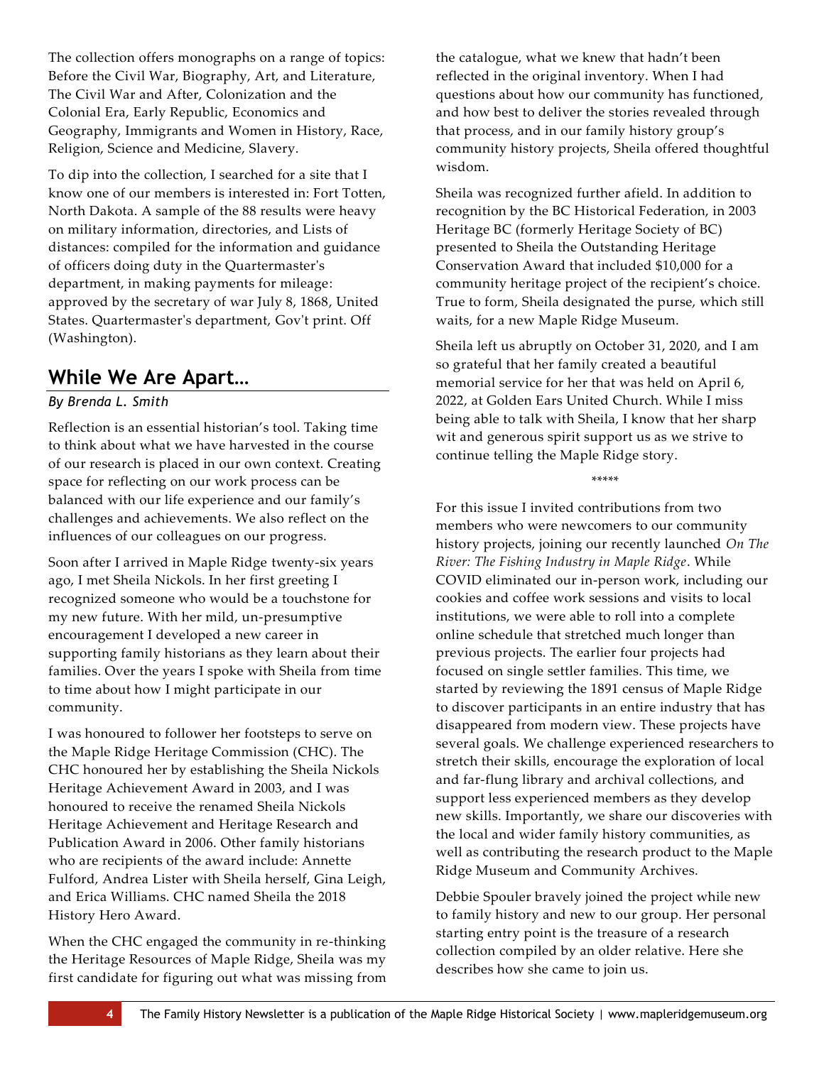The collection offers monographs on a range of topics: Before the Civil War, Biography, Art, and Literature, The Civil War and After, Colonization and the Colonial Era, Early Republic, Economics and Geography, Immigrants and Women in History, Race, Religion, Science and Medicine, Slavery.

To dip into the collection, I searched for a site that I know one of our members is interested in: Fort Totten, North Dakota. A sample of the 88 results were heavy on military information, directories, and Lists of distances: compiled for the information and guidance of officers doing duty in the Quartermaster's department, in making payments for mileage: approved by the secretary of war July 8, 1868, United States. Quartermaster's department, Gov't print. Off (Washington).

## While We Are Apart…

*By Brenda L. Smith*

Reflection is an essential historian's tool. Taking time to think about what we have harvested in the course of our research is placed in our own context. Creating space for reflecting on our work process can be balanced with our life experience and our family's challenges and achievements. We also reflect on the influences of our colleagues on our progress.

Soon after I arrived in Maple Ridge twenty-six years ago, I met Sheila Nickols. In her first greeting I recognized someone who would be a touchstone for my new future. With her mild, un-presumptive encouragement I developed a new career in supporting family historians as they learn about their families. Over the years I spoke with Sheila from time to time about how I might participate in our community.

I was honoured to follower her footsteps to serve on the Maple Ridge Heritage Commission (CHC). The CHC honoured her by establishing the Sheila Nickols Heritage Achievement Award in 2003, and I was honoured to receive the renamed Sheila Nickols Heritage Achievement and Heritage Research and Publication Award in 2006. Other family historians who are recipients of the award include: Annette Fulford, Andrea Lister with Sheila herself, Gina Leigh, and Erica Williams. CHC named Sheila the 2018 History Hero Award.

When the CHC engaged the community in re-thinking the Heritage Resources of Maple Ridge, Sheila was my first candidate for figuring out what was missing from the catalogue, what we knew that hadn't been reflected in the original inventory. When I had questions about how our community has functioned, and how best to deliver the stories revealed through that process, and in our family history group's community history projects, Sheila offered thoughtful wisdom.

Sheila was recognized further afield. In addition to recognition by the BC Historical Federation, in 2003 Heritage BC (formerly Heritage Society of BC) presented to Sheila the Outstanding Heritage Conservation Award that included $10,000 for a community heritage project of the recipient's choice. True to form, Sheila designated the purse, which still waits, for a new Maple Ridge Museum.

Sheila left us abruptly on October 31, 2020, and I am so grateful that her family created a beautiful memorial service for her that was held on April 6, 2022, at Golden Ears United Church. While I miss being able to talk with Sheila, I know that her sharp wit and generous spirit support us as we strive to continue telling the Maple Ridge story.

*****

For this issue I invited contributions from two members who were newcomers to our community history projects, joining our recently launched *On The River: The Fishing Industry in Maple Ridge*. While COVID eliminated our in-person work, including our cookies and coffee work sessions and visits to local institutions, we were able to roll into a complete online schedule that stretched much longer than previous projects. The earlier four projects had focused on single settler families. This time, we started by reviewing the 1891 census of Maple Ridge to discover participants in an entire industry that has disappeared from modern view. These projects have several goals. We challenge experienced researchers to stretch their skills, encourage the exploration of local and far-flung library and archival collections, and support less experienced members as they develop new skills. Importantly, we share our discoveries with the local and wider family history communities, as well as contributing the research product to the Maple Ridge Museum and Community Archives.

Debbie Spouler bravely joined the project while new to family history and new to our group. Her personal starting entry point is the treasure of a research collection compiled by an older relative. Here she describes how she came to join us.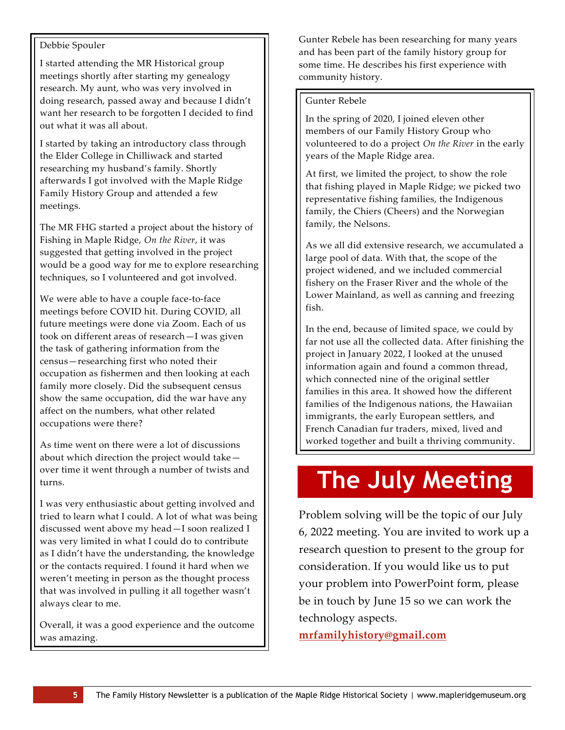Debbie Spouler

I started attending the MR Historical group meetings shortly after starting my genealogy research. My aunt, who was very involved in doing research, passed away and because I didn't want her research to be forgotten I decided to find out what it was all about.

I started by taking an introductory class through the Elder College in Chilliwack and started researching my husband's family. Shortly afterwards I got involved with the Maple Ridge Family History Group and attended a few meetings.

The MR FHG started a project about the history of Fishing in Maple Ridge, *On the River*, it was suggested that getting involved in the project would be a good way for me to explore researching techniques, so I volunteered and got involved.

We were able to have a couple face-to-face meetings before COVID hit. During COVID, all future meetings were done via Zoom. Each of us took on different areas of research—I was given the task of gathering information from the census—researching first who noted their occupation as fishermen and then looking at each family more closely. Did the subsequent census show the same occupation, did the war have any affect on the numbers, what other related occupations were there?

As time went on there were a lot of discussions about which direction the project would take—over time it went through a number of twists and turns.

I was very enthusiastic about getting involved and tried to learn what I could. A lot of what was being discussed went above my head—I soon realized I was very limited in what I could do to contribute as I didn't have the understanding, the knowledge or the contacts required. I found it hard when we weren't meeting in person as the thought process that was involved in pulling it all together wasn't always clear to me.

Overall, it was a good experience and the outcome was amazing.

Gunter Rebele has been researching for many years and has been part of the family history group for some time. He describes his first experience with community history.

Gunter Rebele

In the spring of 2020, I joined eleven other members of our Family History Group who volunteered to do a project *On the River* in the early years of the Maple Ridge area.

At first, we limited the project, to show the role that fishing played in Maple Ridge; we picked two representative fishing families, the Indigenous family, the Chiers (Cheers) and the Norwegian family, the Nelsons.

As we all did extensive research, we accumulated a large pool of data. With that, the scope of the project widened, and we included commercial fishery on the Fraser River and the whole of the Lower Mainland, as well as canning and freezing fish.

In the end, because of limited space, we could by far not use all the collected data. After finishing the project in January 2022, I looked at the unused information again and found a common thread, which connected nine of the original settler families in this area. It showed how the different families of the Indigenous nations, the Hawaiian immigrants, the early European settlers, and French Canadian fur traders, mixed, lived and worked together and built a thriving community.

# The July Meeting

Problem solving will be the topic of our July 6, 2022 meeting. You are invited to work up a research question to present to the group for consideration. If you would like us to put your problem into PowerPoint form, please be in touch by June 15 so we can work the technology aspects.

**mrfamilyhistory@gmail.com**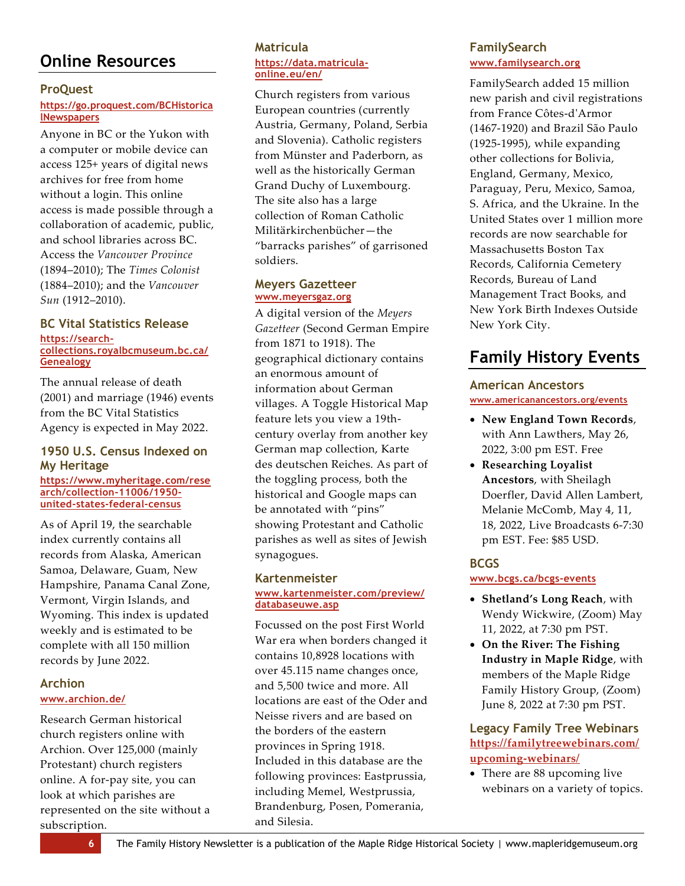# Online Resources

## ProQuest

https://go.proquest.com/BCHistoricalNewspapers

Anyone in BC or the Yukon with a computer or mobile device can access 125+ years of digital news archives for free from home without a login. This online access is made possible through a collaboration of academic, public, and school libraries across BC. Access the *Vancouver Province* (1894–2010); The *Times Colonist* (1884–2010); and the *Vancouver Sun* (1912–2010).

## BC Vital Statistics Release

https://search-collections.royalbcmuseum.bc.ca/Genealogy

The annual release of death (2001) and marriage (1946) events from the BC Vital Statistics Agency is expected in May 2022.

## 1950 U.S. Census Indexed on My Heritage

https://www.myheritage.com/research/collection-11006/1950-united-states-federal-census

As of April 19, the searchable index currently contains all records from Alaska, American Samoa, Delaware, Guam, New Hampshire, Panama Canal Zone, Vermont, Virgin Islands, and Wyoming. This index is updated weekly and is estimated to be complete with all 150 million records by June 2022.

## Archion

www.archion.de/

Research German historical church registers online with Archion. Over 125,000 (mainly Protestant) church registers online. A for-pay site, you can look at which parishes are represented on the site without a subscription.

## Matricula

https://data.matricula-online.eu/en/

Church registers from various European countries (currently Austria, Germany, Poland, Serbia and Slovenia). Catholic registers from Münster and Paderborn, as well as the historically German Grand Duchy of Luxembourg. The site also has a large collection of Roman Catholic Militärkirchenbücher—the "barracks parishes" of garrisoned soldiers.

## Meyers Gazetteer

www.meyersgaz.org

A digital version of the *Meyers Gazetteer* (Second German Empire from 1871 to 1918). The geographical dictionary contains an enormous amount of information about German villages. A Toggle Historical Map feature lets you view a 19th-century overlay from another key German map collection, Karte des deutschen Reiches. As part of the toggling process, both the historical and Google maps can be annotated with "pins" showing Protestant and Catholic parishes as well as sites of Jewish synagogues.

## Kartenmeister

www.kartenmeister.com/preview/databaseuwe.asp

Focussed on the post First World War era when borders changed it contains 10,8928 locations with over 45.115 name changes once, and 5,500 twice and more. All locations are east of the Oder and Neisse rivers and are based on the borders of the eastern provinces in Spring 1918. Included in this database are the following provinces: Eastprussia, including Memel, Westprussia, Brandenburg, Posen, Pomerania, and Silesia.

## FamilySearch

www.familysearch.org

FamilySearch added 15 million new parish and civil registrations from France Côtes-d'Armor (1467-1920) and Brazil São Paulo (1925-1995), while expanding other collections for Bolivia, England, Germany, Mexico, Paraguay, Peru, Mexico, Samoa, S. Africa, and the Ukraine. In the United States over 1 million more records are now searchable for Massachusetts Boston Tax Records, California Cemetery Records, Bureau of Land Management Tract Books, and New York Birth Indexes Outside New York City.

# Family History Events

## American Ancestors

www.americanancestors.org/events

- **New England Town Records**, with Ann Lawthers, May 26, 2022, 3:00 pm EST. Free
- **Researching Loyalist Ancestors**, with Sheilagh Doerfler, David Allen Lambert, Melanie McComb, May 4, 11, 18, 2022, Live Broadcasts 6-7:30 pm EST. Fee: $85 USD.

## BCGS

www.bcgs.ca/bcgs-events

- **Shetland's Long Reach**, with Wendy Wickwire, (Zoom) May 11, 2022, at 7:30 pm PST.
- **On the River: The Fishing Industry in Maple Ridge**, with members of the Maple Ridge Family History Group, (Zoom) June 8, 2022 at 7:30 pm PST.

## Legacy Family Tree Webinars

https://familytreewebinars.com/upcoming-webinars/

- There are 88 upcoming live webinars on a variety of topics.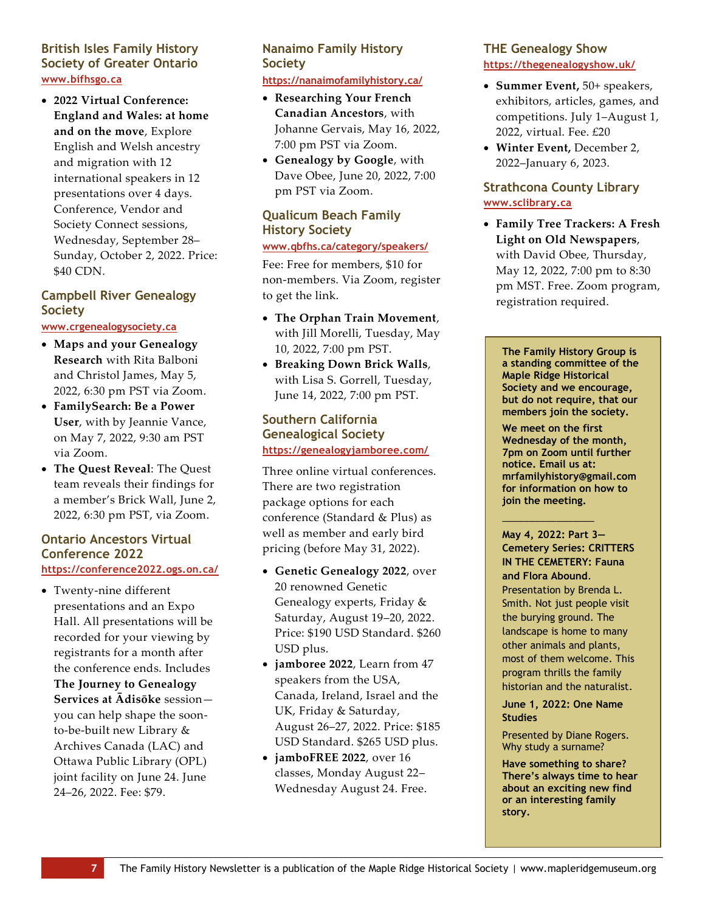### British Isles Family History Society of Greater Ontario

www.bifhsgo.ca

- **2022 Virtual Conference: England and Wales: at home and on the move**, Explore English and Welsh ancestry and migration with 12 international speakers in 12 presentations over 4 days. Conference, Vendor and Society Connect sessions, Wednesday, September 28–Sunday, October 2, 2022. Price: $40 CDN.

### Campbell River Genealogy Society

www.crgenealogysociety.ca

- **Maps and your Genealogy Research** with Rita Balboni and Christol James, May 5, 2022, 6:30 pm PST via Zoom.
- **FamilySearch: Be a Power User**, with by Jeannie Vance, on May 7, 2022, 9:30 am PST via Zoom.
- **The Quest Reveal**: The Quest team reveals their findings for a member's Brick Wall, June 2, 2022, 6:30 pm PST, via Zoom.

### Ontario Ancestors Virtual Conference 2022

https://conference2022.ogs.on.ca/

- Twenty-nine different presentations and an Expo Hall. All presentations will be recorded for your viewing by registrants for a month after the conference ends. Includes **The Journey to Genealogy Services at Ādisōke** session—you can help shape the soon-to-be-built new Library & Archives Canada (LAC) and Ottawa Public Library (OPL) joint facility on June 24. June 24–26, 2022. Fee: $79.

### Nanaimo Family History Society

https://nanaimofamilyhistory.ca/

- **Researching Your French Canadian Ancestors**, with Johanne Gervais, May 16, 2022, 7:00 pm PST via Zoom.
- **Genealogy by Google**, with Dave Obee, June 20, 2022, 7:00 pm PST via Zoom.

### Qualicum Beach Family History Society

www.qbfhs.ca/category/speakers/

Fee: Free for members, $10 for non-members. Via Zoom, register to get the link.

- **The Orphan Train Movement**, with Jill Morelli, Tuesday, May 10, 2022, 7:00 pm PST.
- **Breaking Down Brick Walls**, with Lisa S. Gorrell, Tuesday, June 14, 2022, 7:00 pm PST.

### Southern California Genealogical Society

https://genealogyjamboree.com/

Three online virtual conferences. There are two registration package options for each conference (Standard & Plus) as well as member and early bird pricing (before May 31, 2022).

- **Genetic Genealogy 2022**, over 20 renowned Genetic Genealogy experts, Friday & Saturday, August 19–20, 2022. Price: $190 USD Standard. $260 USD plus.
- **jamboree 2022**, Learn from 47 speakers from the USA, Canada, Ireland, Israel and the UK, Friday & Saturday, August 26–27, 2022. Price: $185 USD Standard. $265 USD plus.
- **jamboFREE 2022**, over 16 classes, Monday August 22–Wednesday August 24. Free.

### THE Genealogy Show

https://thegenealogyshow.uk/

- **Summer Event,** 50+ speakers, exhibitors, articles, games, and competitions. July 1–August 1, 2022, virtual. Fee. £20
- **Winter Event,** December 2, 2022–January 6, 2023.

### Strathcona County Library

www.sclibrary.ca

- **Family Tree Trackers: A Fresh Light on Old Newspapers**, with David Obee, Thursday, May 12, 2022, 7:00 pm to 8:30 pm MST. Free. Zoom program, registration required.

---

**The Family History Group is a standing committee of the Maple Ridge Historical Society and we encourage, but do not require, that our members join the society.**

**We meet on the first Wednesday of the month, 7pm on Zoom until further notice. Email us at: mrfamilyhistory@gmail.com for information on how to join the meeting.**

---

**May 4, 2022: Part 3—Cemetery Series: CRITTERS IN THE CEMETERY: Fauna and Flora Abound.** Presentation by Brenda L. Smith. Not just people visit the burying ground. The landscape is home to many other animals and plants, most of them welcome. This program thrills the family historian and the naturalist.

**June 1, 2022: One Name Studies**

Presented by Diane Rogers. Why study a surname?

**Have something to share? There's always time to hear about an exciting new find or an interesting family story.**

The Family History Newsletter is a publication of the Maple Ridge Historical Society | www.mapleridgemuseum.org